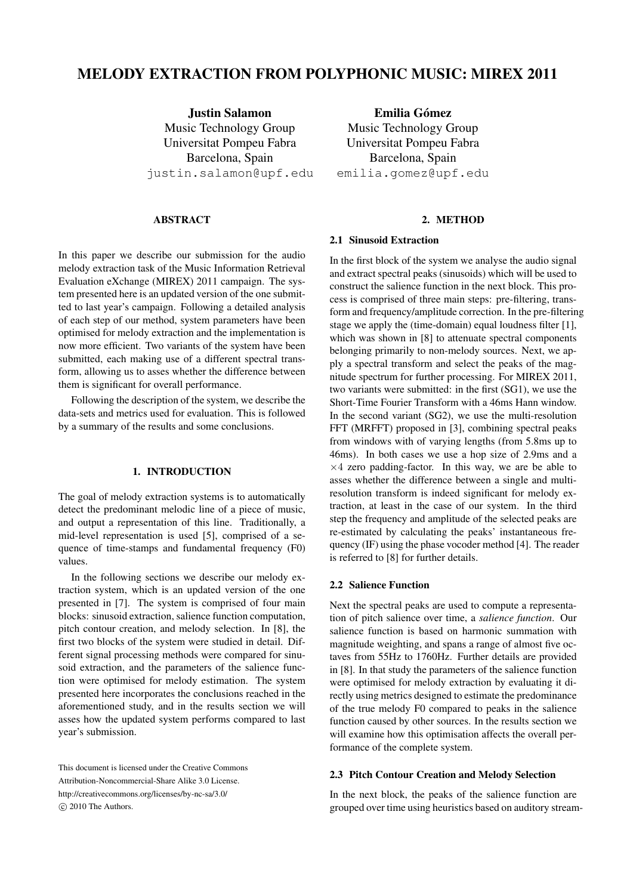# MELODY EXTRACTION FROM POLYPHONIC MUSIC: MIREX 2011

**Justin Salamon**
Music Technology Group
Universitat Pompeu Fabra
Barcelona, Spain
justin.salamon@upf.edu

**Emilia Gómez**
Music Technology Group
Universitat Pompeu Fabra
Barcelona, Spain
emilia.gomez@upf.edu

## ABSTRACT

In this paper we describe our submission for the audio melody extraction task of the Music Information Retrieval Evaluation eXchange (MIREX) 2011 campaign. The system presented here is an updated version of the one submitted to last year's campaign. Following a detailed analysis of each step of our method, system parameters have been optimised for melody extraction and the implementation is now more efficient. Two variants of the system have been submitted, each making use of a different spectral transform, allowing us to asses whether the difference between them is significant for overall performance.

Following the description of the system, we describe the data-sets and metrics used for evaluation. This is followed by a summary of the results and some conclusions.

## 1. INTRODUCTION

The goal of melody extraction systems is to automatically detect the predominant melodic line of a piece of music, and output a representation of this line. Traditionally, a mid-level representation is used [5], comprised of a sequence of time-stamps and fundamental frequency (F0) values.

In the following sections we describe our melody extraction system, which is an updated version of the one presented in [7]. The system is comprised of four main blocks: sinusoid extraction, salience function computation, pitch contour creation, and melody selection. In [8], the first two blocks of the system were studied in detail. Different signal processing methods were compared for sinusoid extraction, and the parameters of the salience function were optimised for melody estimation. The system presented here incorporates the conclusions reached in the aforementioned study, and in the results section we will asses how the updated system performs compared to last year's submission.

This document is licensed under the Creative Commons Attribution-Noncommercial-Share Alike 3.0 License.
http://creativecommons.org/licenses/by-nc-sa/3.0/
© 2010 The Authors.

## 2. METHOD

### 2.1 Sinusoid Extraction

In the first block of the system we analyse the audio signal and extract spectral peaks (sinusoids) which will be used to construct the salience function in the next block. This process is comprised of three main steps: pre-filtering, transform and frequency/amplitude correction. In the pre-filtering stage we apply the (time-domain) equal loudness filter [1], which was shown in [8] to attenuate spectral components belonging primarily to non-melody sources. Next, we apply a spectral transform and select the peaks of the magnitude spectrum for further processing. For MIREX 2011, two variants were submitted: in the first (SG1), we use the Short-Time Fourier Transform with a 46ms Hann window. In the second variant (SG2), we use the multi-resolution FFT (MRFFT) proposed in [3], combining spectral peaks from windows with of varying lengths (from 5.8ms up to 46ms). In both cases we use a hop size of 2.9ms and a $\times 4$ zero padding-factor. In this way, we are be able to asses whether the difference between a single and multi-resolution transform is indeed significant for melody extraction, at least in the case of our system. In the third step the frequency and amplitude of the selected peaks are re-estimated by calculating the peaks' instantaneous frequency (IF) using the phase vocoder method [4]. The reader is referred to [8] for further details.

### 2.2 Salience Function

Next the spectral peaks are used to compute a representation of pitch salience over time, a *salience function*. Our salience function is based on harmonic summation with magnitude weighting, and spans a range of almost five octaves from 55Hz to 1760Hz. Further details are provided in [8]. In that study the parameters of the salience function were optimised for melody extraction by evaluating it directly using metrics designed to estimate the predominance of the true melody F0 compared to peaks in the salience function caused by other sources. In the results section we will examine how this optimisation affects the overall performance of the complete system.

### 2.3 Pitch Contour Creation and Melody Selection

In the next block, the peaks of the salience function are grouped over time using heuristics based on auditory stream-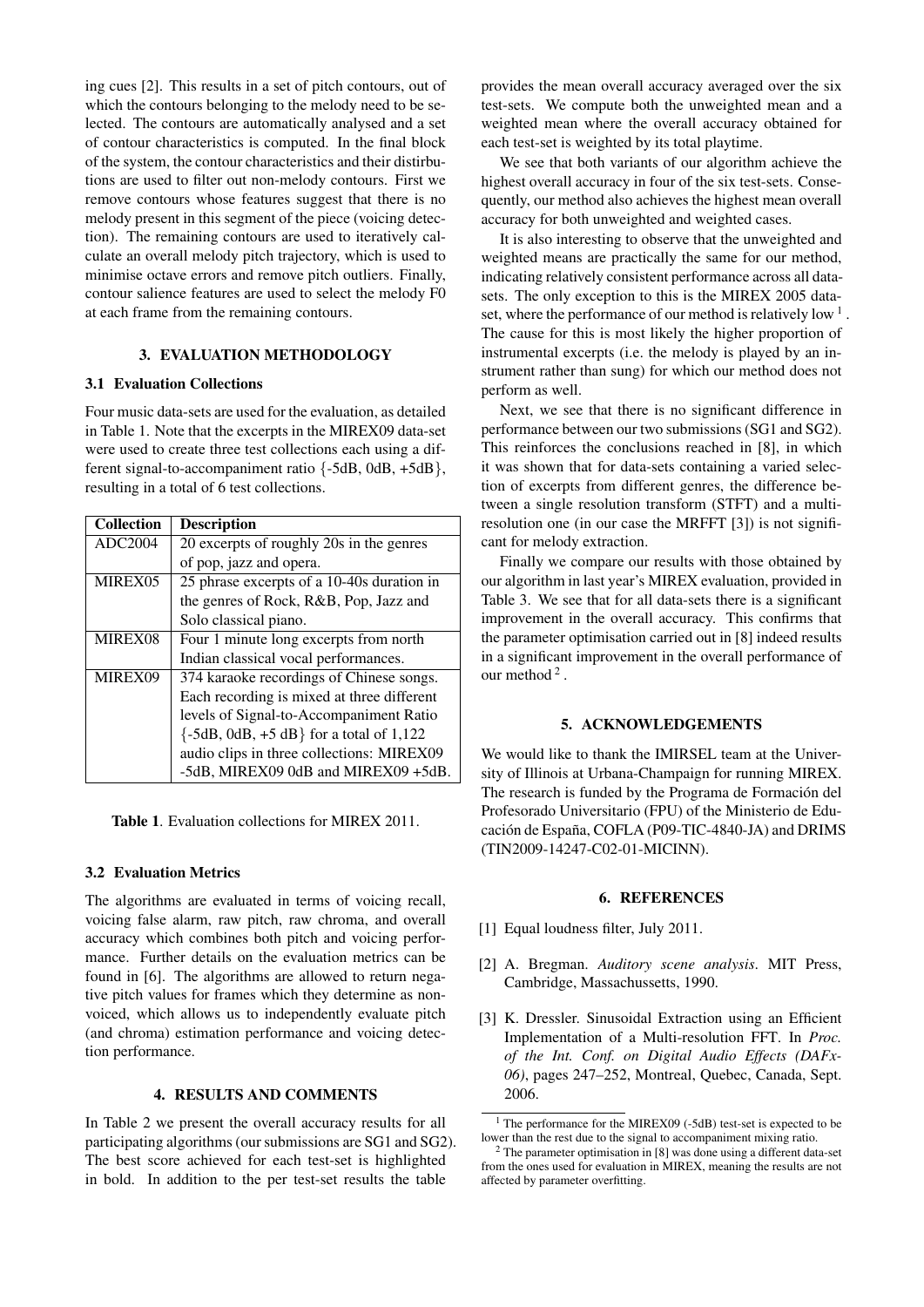ing cues [2]. This results in a set of pitch contours, out of which the contours belonging to the melody need to be selected. The contours are automatically analysed and a set of contour characteristics is computed. In the final block of the system, the contour characteristics and their distributions are used to filter out non-melody contours. First we remove contours whose features suggest that there is no melody present in this segment of the piece (voicing detection). The remaining contours are used to iteratively calculate an overall melody pitch trajectory, which is used to minimise octave errors and remove pitch outliers. Finally, contour salience features are used to select the melody F0 at each frame from the remaining contours.

## 3. EVALUATION METHODOLOGY

### 3.1 Evaluation Collections

Four music data-sets are used for the evaluation, as detailed in Table 1. Note that the excerpts in the MIREX09 data-set were used to create three test collections each using a different signal-to-accompaniment ratio {-5dB, 0dB, +5dB}, resulting in a total of 6 test collections.

| Collection | Description |
| --- | --- |
| ADC2004 | 20 excerpts of roughly 20s in the genres of pop, jazz and opera. |
| MIREX05 | 25 phrase excerpts of a 10-40s duration in the genres of Rock, R&B, Pop, Jazz and Solo classical piano. |
| MIREX08 | Four 1 minute long excerpts from north Indian classical vocal performances. |
| MIREX09 | 374 karaoke recordings of Chinese songs. Each recording is mixed at three different levels of Signal-to-Accompaniment Ratio {-5dB, 0dB, +5 dB} for a total of 1,122 audio clips in three collections: MIREX09 -5dB, MIREX09 0dB and MIREX09 +5dB. |

**Table 1**. Evaluation collections for MIREX 2011.

### 3.2 Evaluation Metrics

The algorithms are evaluated in terms of voicing recall, voicing false alarm, raw pitch, raw chroma, and overall accuracy which combines both pitch and voicing performance. Further details on the evaluation metrics can be found in [6]. The algorithms are allowed to return negative pitch values for frames which they determine as non-voiced, which allows us to independently evaluate pitch (and chroma) estimation performance and voicing detection performance.

## 4. RESULTS AND COMMENTS

In Table 2 we present the overall accuracy results for all participating algorithms (our submissions are SG1 and SG2). The best score achieved for each test-set is highlighted in bold. In addition to the per test-set results the table provides the mean overall accuracy averaged over the six test-sets. We compute both the unweighted mean and a weighted mean where the overall accuracy obtained for each test-set is weighted by its total playtime.

We see that both variants of our algorithm achieve the highest overall accuracy in four of the six test-sets. Consequently, our method also achieves the highest mean overall accuracy for both unweighted and weighted cases.

It is also interesting to observe that the unweighted and weighted means are practically the same for our method, indicating relatively consistent performance across all datasets. The only exception to this is the MIREX 2005 dataset, where the performance of our method is relatively low [1]. The cause for this is most likely the higher proportion of instrumental excerpts (i.e. the melody is played by an instrument rather than sung) for which our method does not perform as well.

Next, we see that there is no significant difference in performance between our two submissions (SG1 and SG2). This reinforces the conclusions reached in [8], in which it was shown that for data-sets containing a varied selection of excerpts from different genres, the difference between a single resolution transform (STFT) and a multiresolution one (in our case the MRFFT [3]) is not significant for melody extraction.

Finally we compare our results with those obtained by our algorithm in last year's MIREX evaluation, provided in Table 3. We see that for all data-sets there is a significant improvement in the overall accuracy. This confirms that the parameter optimisation carried out in [8] indeed results in a significant improvement in the overall performance of our method [2].

## 5. ACKNOWLEDGEMENTS

We would like to thank the IMIRSEL team at the University of Illinois at Urbana-Champaign for running MIREX. The research is funded by the Programa de Formación del Profesorado Universitario (FPU) of the Ministerio de Educación de España, COFLA (P09-TIC-4840-JA) and DRIMS (TIN2009-14247-C02-01-MICINN).

## 6. REFERENCES

[1] Equal loudness filter, July 2011.

[2] A. Bregman. *Auditory scene analysis*. MIT Press, Cambridge, Massachussetts, 1990.

[3] K. Dressler. Sinusoidal Extraction using an Efficient Implementation of a Multi-resolution FFT. In *Proc. of the Int. Conf. on Digital Audio Effects (DAFx-06)*, pages 247–252, Montreal, Quebec, Canada, Sept. 2006.

[1] The performance for the MIREX09 (-5dB) test-set is expected to be lower than the rest due to the signal to accompaniment mixing ratio.

[2] The parameter optimisation in [8] was done using a different data-set from the ones used for evaluation in MIREX, meaning the results are not affected by parameter overfitting.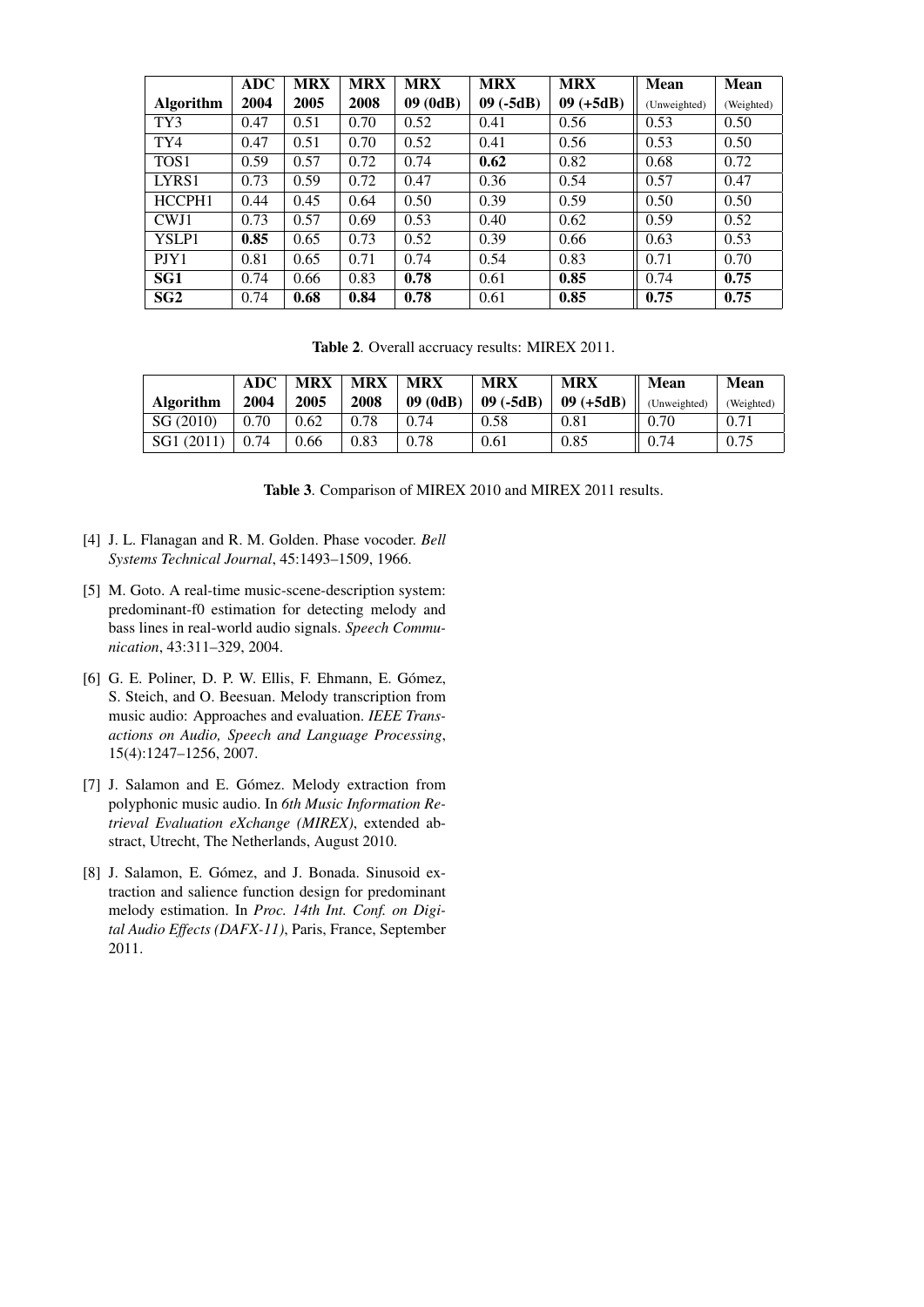| Algorithm | ADC 2004 | MRX 2005 | MRX 2008 | MRX 09 (0dB) | MRX 09 (-5dB) | MRX 09 (+5dB) | Mean (Unweighted) | Mean (Weighted) |
|---|---|---|---|---|---|---|---|---|
| TY3 | 0.47 | 0.51 | 0.70 | 0.52 | 0.41 | 0.56 | 0.53 | 0.50 |
| TY4 | 0.47 | 0.51 | 0.70 | 0.52 | 0.41 | 0.56 | 0.53 | 0.50 |
| TOS1 | 0.59 | 0.57 | 0.72 | 0.74 | **0.62** | 0.82 | 0.68 | 0.72 |
| LYRS1 | 0.73 | 0.59 | 0.72 | 0.47 | 0.36 | 0.54 | 0.57 | 0.47 |
| HCCPH1 | 0.44 | 0.45 | 0.64 | 0.50 | 0.39 | 0.59 | 0.50 | 0.50 |
| CWJ1 | 0.73 | 0.57 | 0.69 | 0.53 | 0.40 | 0.62 | 0.59 | 0.52 |
| YSLP1 | **0.85** | 0.65 | 0.73 | 0.52 | 0.39 | 0.66 | 0.63 | 0.53 |
| PJY1 | 0.81 | 0.65 | 0.71 | 0.74 | 0.54 | 0.83 | 0.71 | 0.70 |
| **SG1** | 0.74 | 0.66 | 0.83 | **0.78** | 0.61 | **0.85** | 0.74 | **0.75** |
| **SG2** | 0.74 | **0.68** | **0.84** | **0.78** | 0.61 | **0.85** | **0.75** | **0.75** |

**Table 2**. Overall accruacy results: MIREX 2011.

| Algorithm | ADC 2004 | MRX 2005 | MRX 2008 | MRX 09 (0dB) | MRX 09 (-5dB) | MRX 09 (+5dB) | Mean (Unweighted) | Mean (Weighted) |
|---|---|---|---|---|---|---|---|---|
| SG (2010) | 0.70 | 0.62 | 0.78 | 0.74 | 0.58 | 0.81 | 0.70 | 0.71 |
| SG1 (2011) | 0.74 | 0.66 | 0.83 | 0.78 | 0.61 | 0.85 | 0.74 | 0.75 |

**Table 3**. Comparison of MIREX 2010 and MIREX 2011 results.

[4] J. L. Flanagan and R. M. Golden. Phase vocoder. *Bell Systems Technical Journal*, 45:1493–1509, 1966.

[5] M. Goto. A real-time music-scene-description system: predominant-f0 estimation for detecting melody and bass lines in real-world audio signals. *Speech Communication*, 43:311–329, 2004.

[6] G. E. Poliner, D. P. W. Ellis, F. Ehmann, E. Gómez, S. Steich, and O. Beesuan. Melody transcription from music audio: Approaches and evaluation. *IEEE Transactions on Audio, Speech and Language Processing*, 15(4):1247–1256, 2007.

[7] J. Salamon and E. Gómez. Melody extraction from polyphonic music audio. In *6th Music Information Retrieval Evaluation eXchange (MIREX)*, extended abstract, Utrecht, The Netherlands, August 2010.

[8] J. Salamon, E. Gómez, and J. Bonada. Sinusoid extraction and salience function design for predominant melody estimation. In *Proc. 14th Int. Conf. on Digital Audio Effects (DAFX-11)*, Paris, France, September 2011.